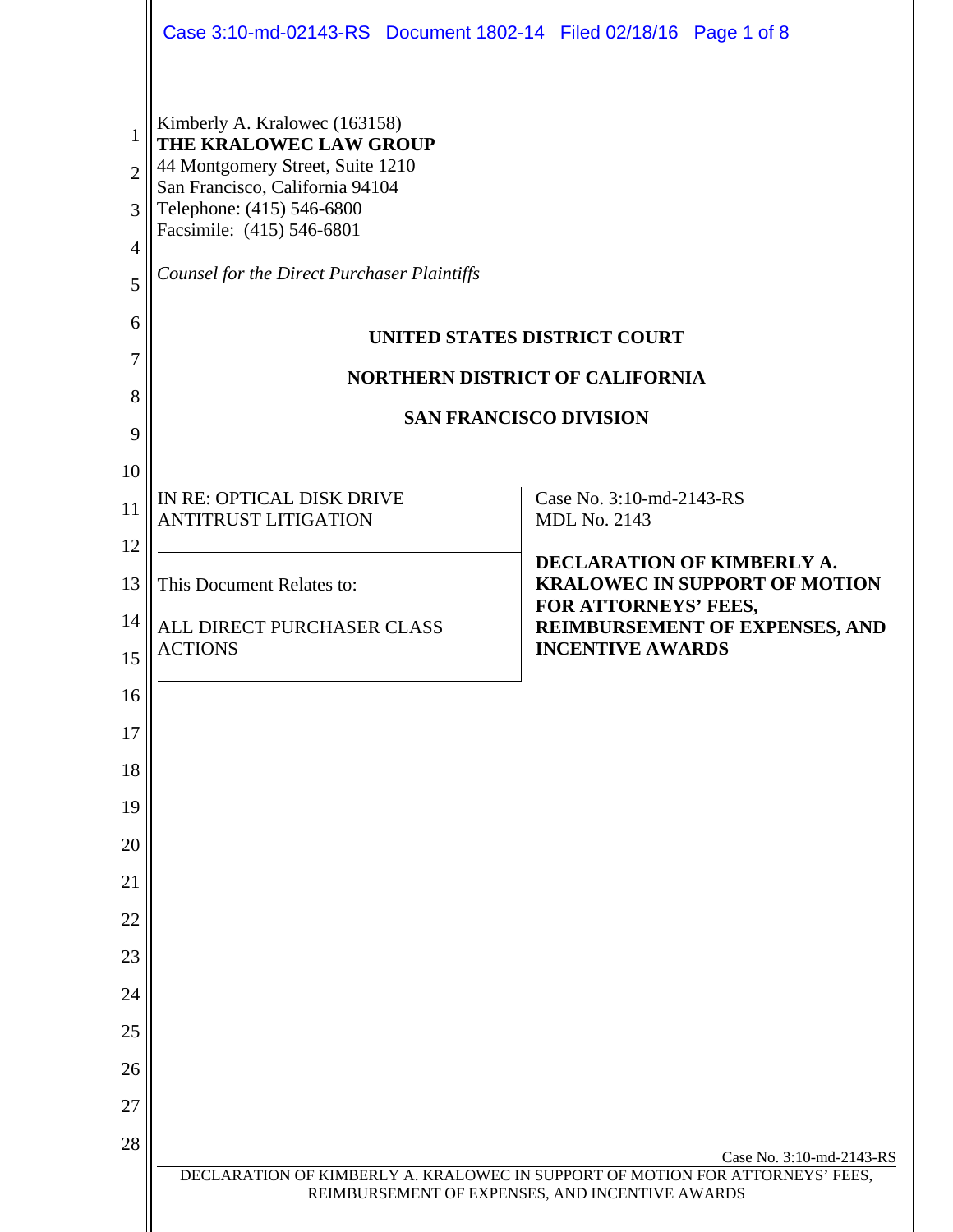Kimberly A. Kralowec (163158)
**THE KRALOWEC LAW GROUP**
44 Montgomery Street, Suite 1210
San Francisco, California 94104
Telephone: (415) 546-6800
Facsimile: (415) 546-6801

*Counsel for the Direct Purchaser Plaintiffs*

**UNITED STATES DISTRICT COURT**

**NORTHERN DISTRICT OF CALIFORNIA**

**SAN FRANCISCO DIVISION**

IN RE: OPTICAL DISK DRIVE ANTITRUST LITIGATION

This Document Relates to:

ALL DIRECT PURCHASER CLASS ACTIONS

Case No. 3:10-md-2143-RS
MDL No. 2143

**DECLARATION OF KIMBERLY A. KRALOWEC IN SUPPORT OF MOTION FOR ATTORNEYS' FEES, REIMBURSEMENT OF EXPENSES, AND INCENTIVE AWARDS**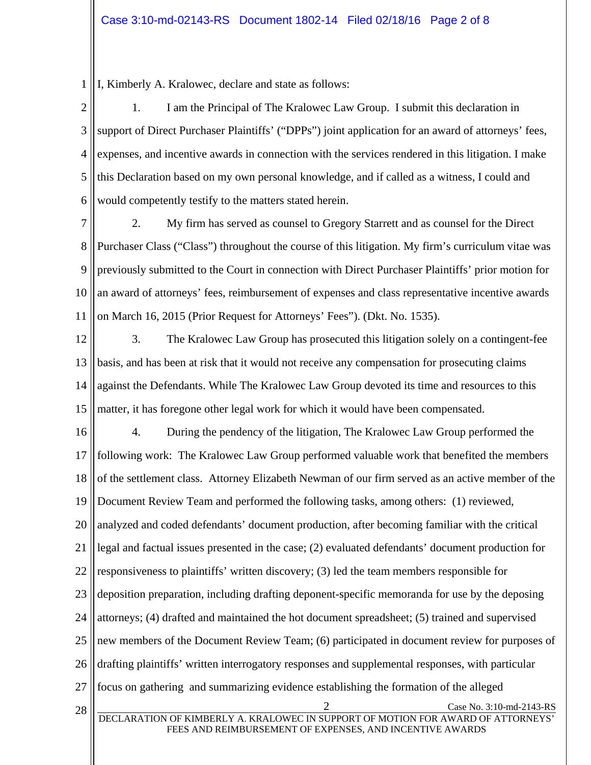I, Kimberly A. Kralowec, declare and state as follows:

1. I am the Principal of The Kralowec Law Group. I submit this declaration in support of Direct Purchaser Plaintiffs' ("DPPs") joint application for an award of attorneys' fees, expenses, and incentive awards in connection with the services rendered in this litigation. I make this Declaration based on my own personal knowledge, and if called as a witness, I could and would competently testify to the matters stated herein.

2. My firm has served as counsel to Gregory Starrett and as counsel for the Direct Purchaser Class ("Class") throughout the course of this litigation. My firm's curriculum vitae was previously submitted to the Court in connection with Direct Purchaser Plaintiffs' prior motion for an award of attorneys' fees, reimbursement of expenses and class representative incentive awards on March 16, 2015 (Prior Request for Attorneys' Fees"). (Dkt. No. 1535).

3. The Kralowec Law Group has prosecuted this litigation solely on a contingent-fee basis, and has been at risk that it would not receive any compensation for prosecuting claims against the Defendants. While The Kralowec Law Group devoted its time and resources to this matter, it has foregone other legal work for which it would have been compensated.

4. During the pendency of the litigation, The Kralowec Law Group performed the following work: The Kralowec Law Group performed valuable work that benefited the members of the settlement class. Attorney Elizabeth Newman of our firm served as an active member of the Document Review Team and performed the following tasks, among others: (1) reviewed, analyzed and coded defendants' document production, after becoming familiar with the critical legal and factual issues presented in the case; (2) evaluated defendants' document production for responsiveness to plaintiffs' written discovery; (3) led the team members responsible for deposition preparation, including drafting deponent-specific memoranda for use by the deposing attorneys; (4) drafted and maintained the hot document spreadsheet; (5) trained and supervised new members of the Document Review Team; (6) participated in document review for purposes of drafting plaintiffs' written interrogatory responses and supplemental responses, with particular focus on gathering and summarizing evidence establishing the formation of the alleged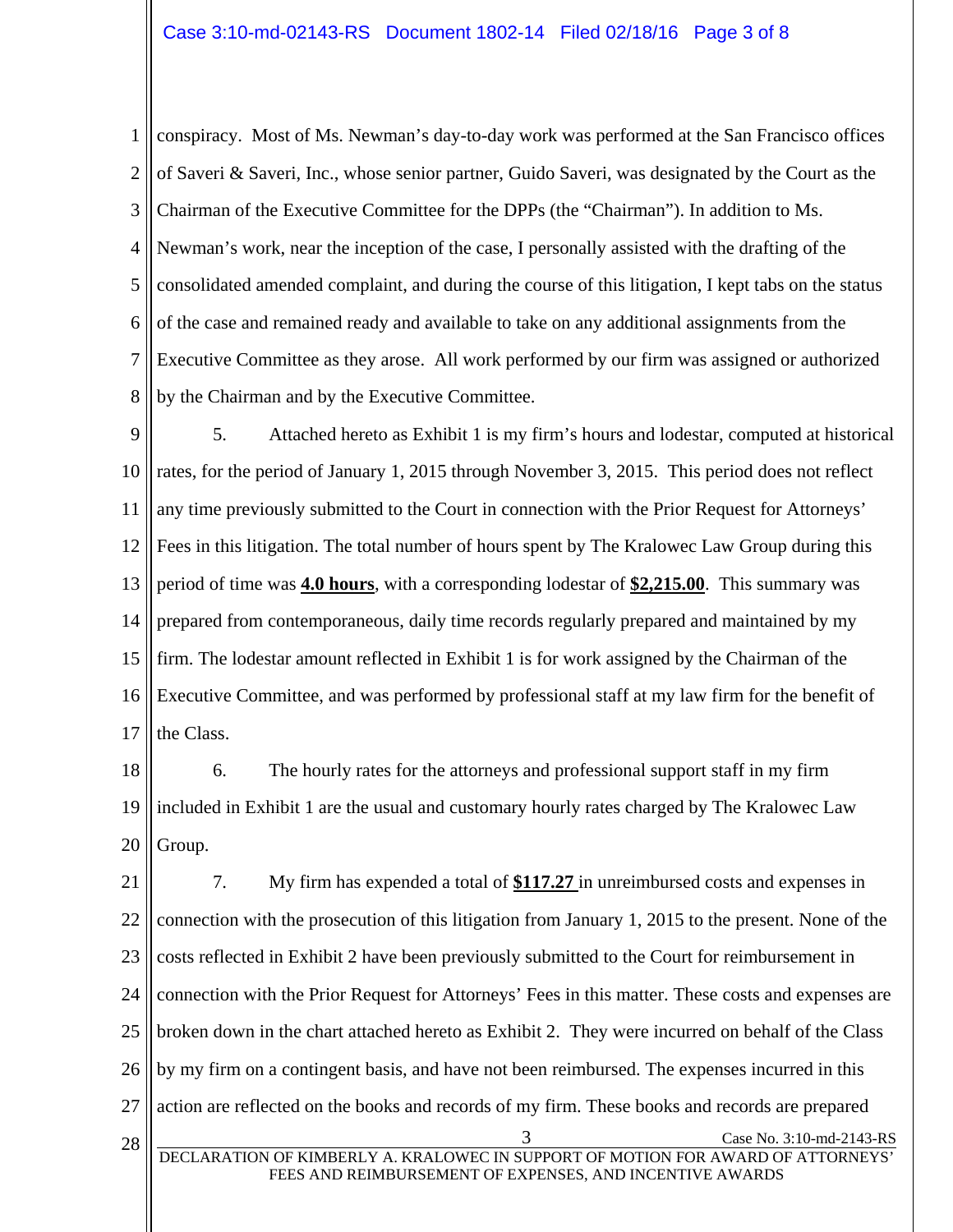conspiracy. Most of Ms. Newman's day-to-day work was performed at the San Francisco offices of Saveri & Saveri, Inc., whose senior partner, Guido Saveri, was designated by the Court as the Chairman of the Executive Committee for the DPPs (the "Chairman"). In addition to Ms. Newman's work, near the inception of the case, I personally assisted with the drafting of the consolidated amended complaint, and during the course of this litigation, I kept tabs on the status of the case and remained ready and available to take on any additional assignments from the Executive Committee as they arose. All work performed by our firm was assigned or authorized by the Chairman and by the Executive Committee.

5. Attached hereto as Exhibit 1 is my firm's hours and lodestar, computed at historical rates, for the period of January 1, 2015 through November 3, 2015. This period does not reflect any time previously submitted to the Court in connection with the Prior Request for Attorneys' Fees in this litigation. The total number of hours spent by The Kralowec Law Group during this period of time was **4.0 hours**, with a corresponding lodestar of **$2,215.00**. This summary was prepared from contemporaneous, daily time records regularly prepared and maintained by my firm. The lodestar amount reflected in Exhibit 1 is for work assigned by the Chairman of the Executive Committee, and was performed by professional staff at my law firm for the benefit of the Class.

6. The hourly rates for the attorneys and professional support staff in my firm included in Exhibit 1 are the usual and customary hourly rates charged by The Kralowec Law Group.

7. My firm has expended a total of **$117.27** in unreimbursed costs and expenses in connection with the prosecution of this litigation from January 1, 2015 to the present. None of the costs reflected in Exhibit 2 have been previously submitted to the Court for reimbursement in connection with the Prior Request for Attorneys' Fees in this matter. These costs and expenses are broken down in the chart attached hereto as Exhibit 2. They were incurred on behalf of the Class by my firm on a contingent basis, and have not been reimbursed. The expenses incurred in this action are reflected on the books and records of my firm. These books and records are prepared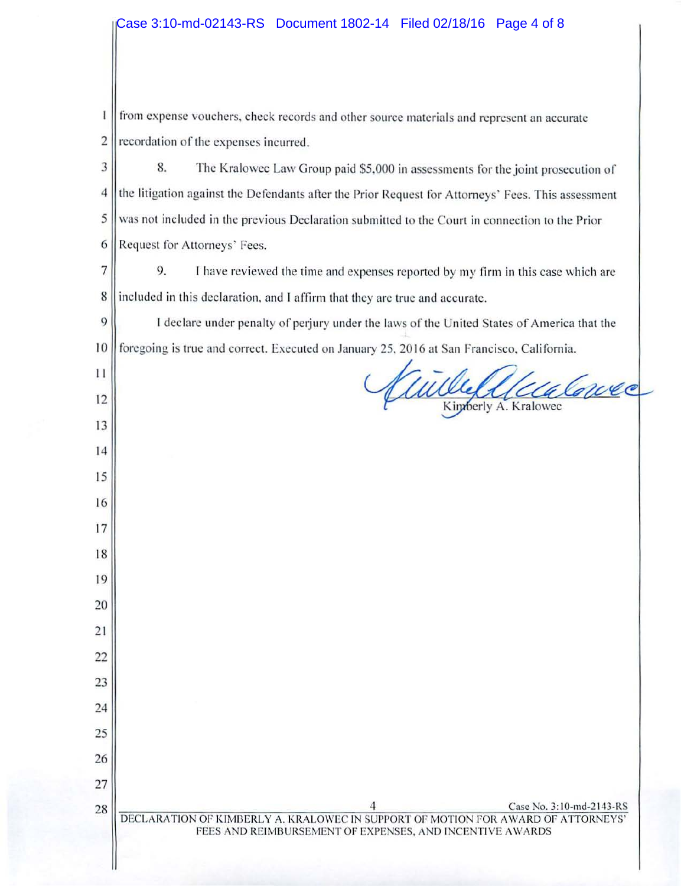from expense vouchers, check records and other source materials and represent an accurate recordation of the expenses incurred.

8. The Kralowec Law Group paid $5,000 in assessments for the joint prosecution of the litigation against the Defendants after the Prior Request for Attorneys' Fees. This assessment was not included in the previous Declaration submitted to the Court in connection to the Prior Request for Attorneys' Fees.

9. I have reviewed the time and expenses reported by my firm in this case which are included in this declaration, and I affirm that they are true and accurate.

I declare under penalty of perjury under the laws of the United States of America that the foregoing is true and correct. Executed on January 25, 2016 at San Francisco, California.

Kimberly A. Kralowec

DECLARATION OF KIMBERLY A. KRALOWEC IN SUPPORT OF MOTION FOR AWARD OF ATTORNEYS' FEES AND REIMBURSEMENT OF EXPENSES, AND INCENTIVE AWARDS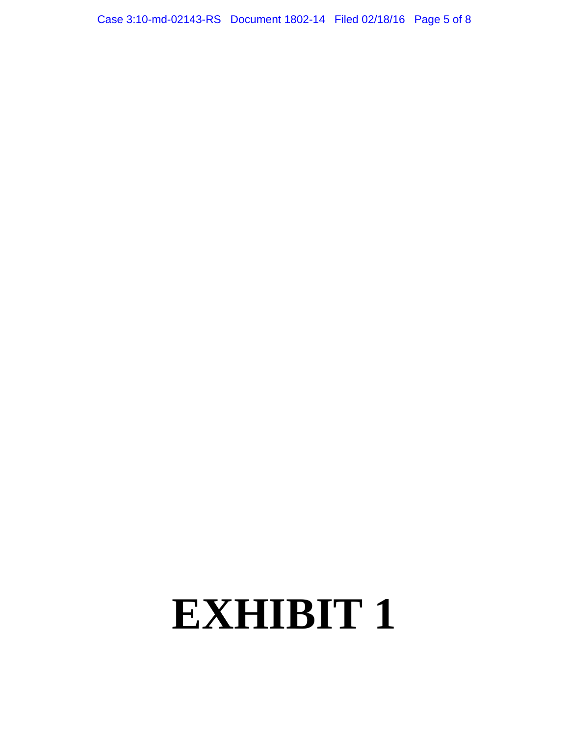# EXHIBIT 1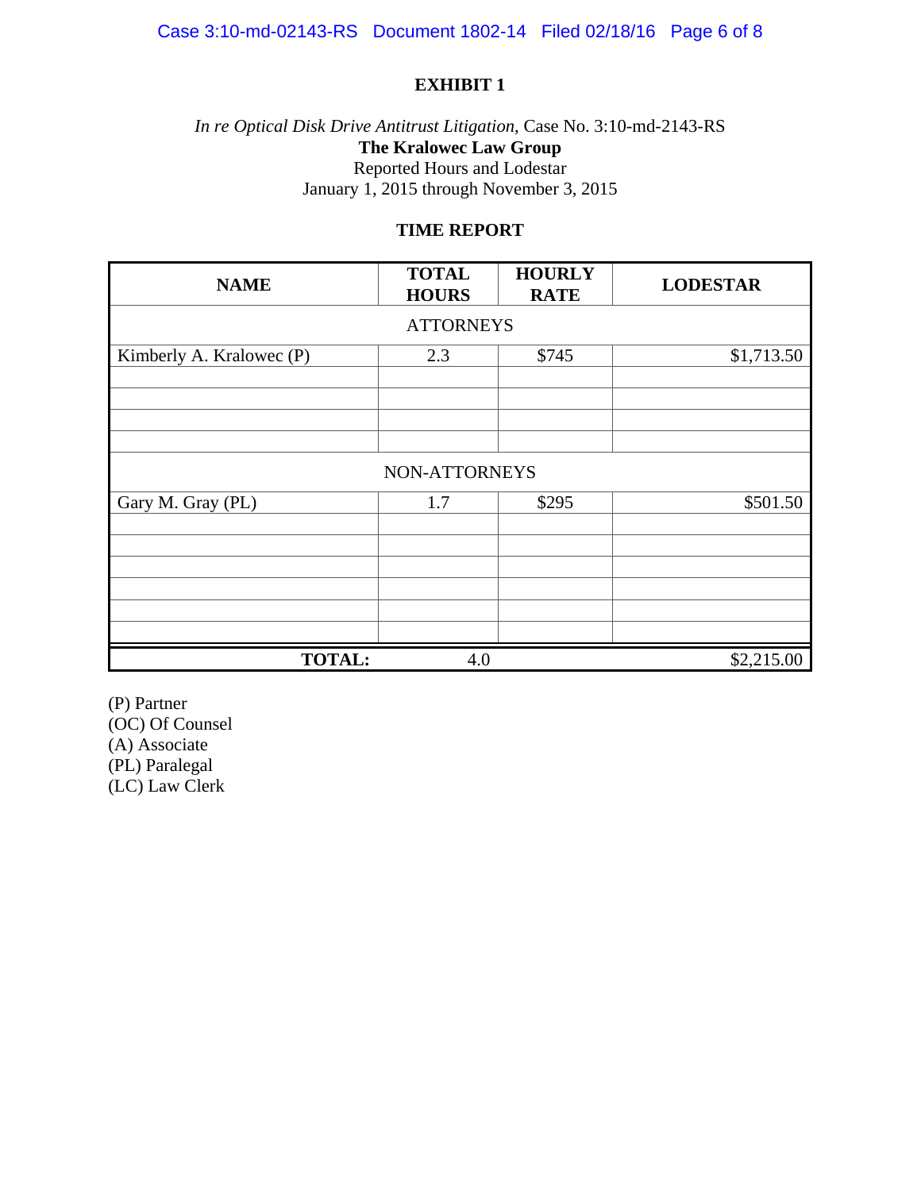# EXHIBIT 1

*In re Optical Disk Drive Antitrust Litigation*, Case No. 3:10-md-2143-RS

**The Kralowec Law Group**

Reported Hours and Lodestar

January 1, 2015 through November 3, 2015

## TIME REPORT

| NAME | TOTAL HOURS | HOURLY RATE | LODESTAR |
|---|---|---|---|
| ATTORNEYS | | | |
| Kimberly A. Kralowec (P) | 2.3 | $745 | $1,713.50 |
| | | | |
| | | | |
| | | | |
| | | | |
| NON-ATTORNEYS | | | |
| Gary M. Gray (PL) | 1.7 | $295 | $501.50 |
| | | | |
| | | | |
| | | | |
| | | | |
| | | | |
| | | | |
| **TOTAL:** | 4.0 | | $2,215.00 |

(P) Partner
(OC) Of Counsel
(A) Associate
(PL) Paralegal
(LC) Law Clerk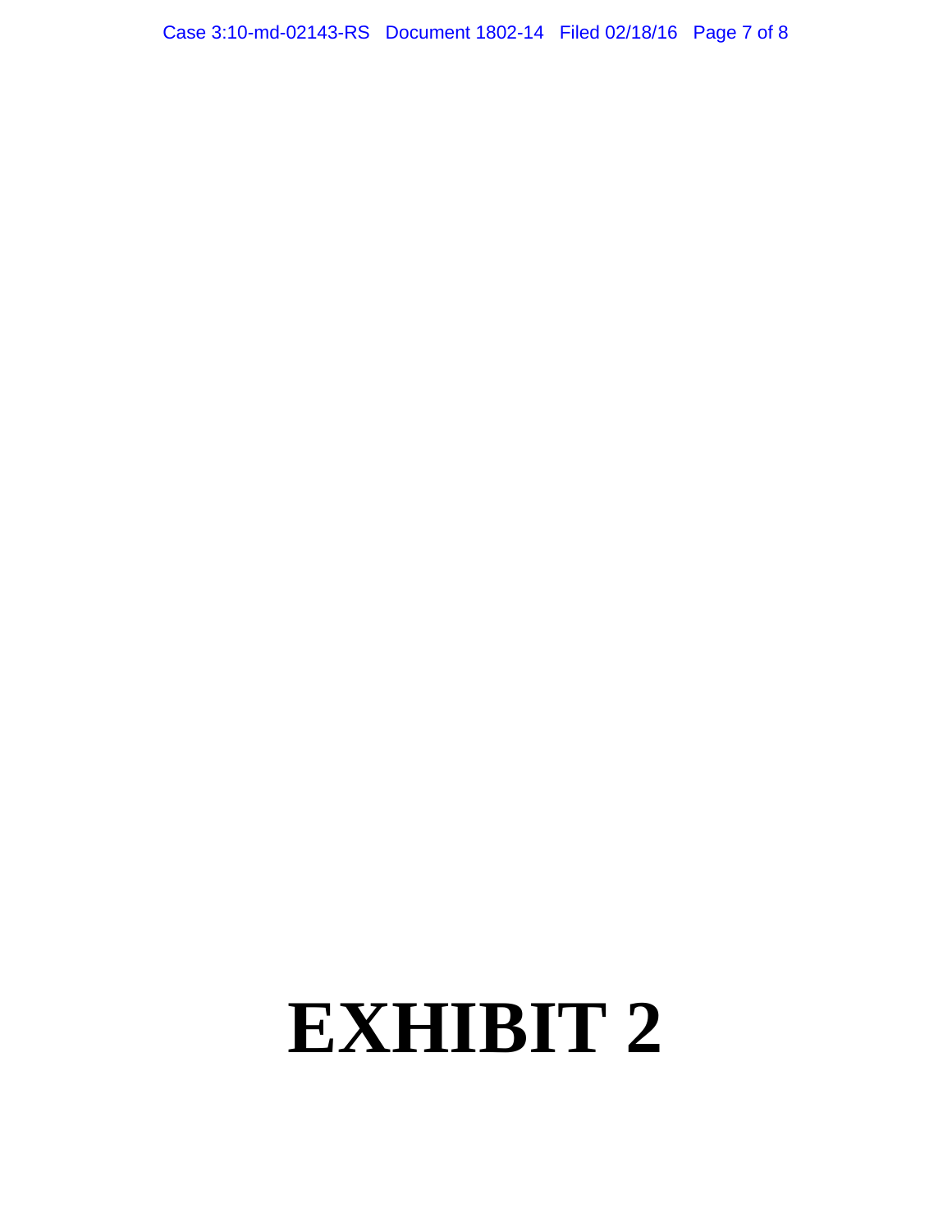# EXHIBIT 2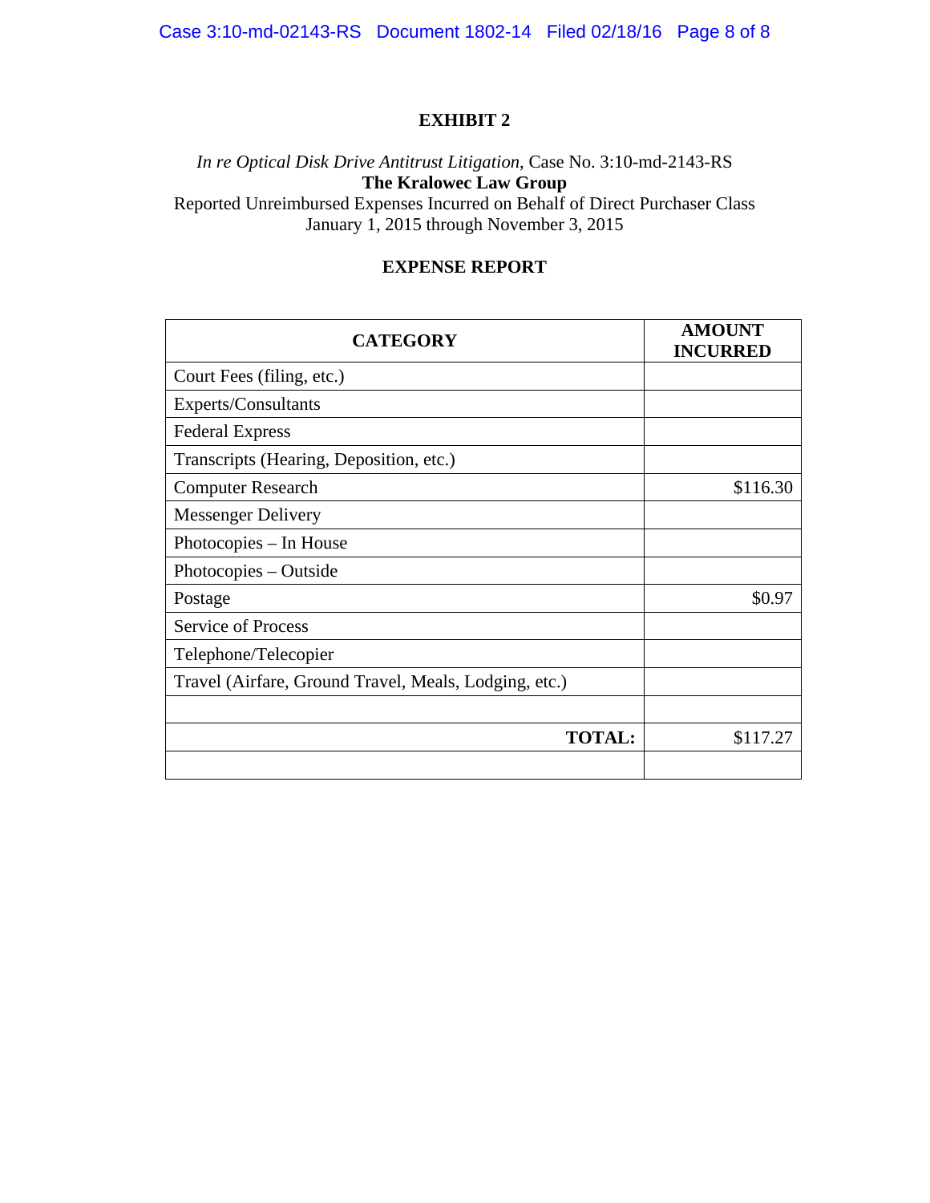# EXHIBIT 2

*In re Optical Disk Drive Antitrust Litigation*, Case No. 3:10-md-2143-RS
**The Kralowec Law Group**
Reported Unreimbursed Expenses Incurred on Behalf of Direct Purchaser Class
January 1, 2015 through November 3, 2015

## EXPENSE REPORT

| CATEGORY | AMOUNT INCURRED |
|---|---|
| Court Fees (filing, etc.) | |
| Experts/Consultants | |
| Federal Express | |
| Transcripts (Hearing, Deposition, etc.) | |
| Computer Research | $116.30 |
| Messenger Delivery | |
| Photocopies – In House | |
| Photocopies – Outside | |
| Postage | $0.97 |
| Service of Process | |
| Telephone/Telecopier | |
| Travel (Airfare, Ground Travel, Meals, Lodging, etc.) | |
| | |
| **TOTAL:** | $117.27 |
| | |